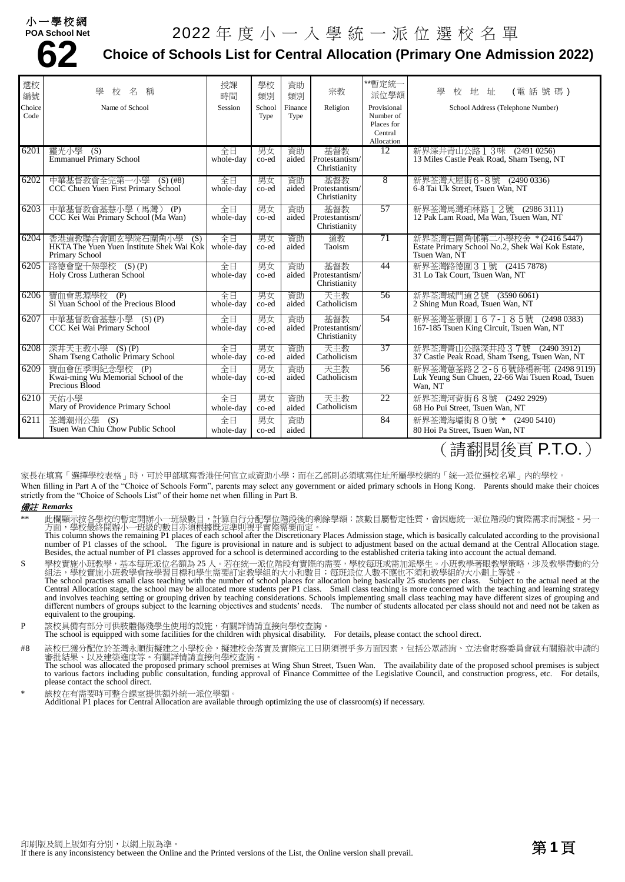小一學校網
POA School Net
# 62

# 2022 年度小一入學統一派位選校名單
## Choice of Schools List for Central Allocation (Primary One Admission 2022)

| 選校編號 Choice Code | 學校名稱 Name of School | 授課時間 Session | 學校類別 School Type | 資助類別 Finance Type | 宗教 Religion | **暫定統一派位學額 Provisional Number of Places for Central Allocation | 學校地址（電話號碼）School Address (Telephone Number) |
|---|---|---|---|---|---|---|---|
| 6201 | 靈光小學 (S)<br>Emmanuel Primary School | 全日 whole-day | 男女 co-ed | 資助 aided | 基督教 Protestantism/ Christianity | 12 | 新界深井青山公路１３咪 (2491 0256)<br>13 Miles Castle Peak Road, Sham Tseng, NT |
| 6202 | 中華基督教會全完第一小學 (S) (#8)<br>CCC Chuen Yuen First Primary School | 全日 whole-day | 男女 co-ed | 資助 aided | 基督教 Protestantism/ Christianity | 8 | 新界荃灣大屋街６-８號 (2490 0336)<br>6-8 Tai Uk Street, Tsuen Wan, NT |
| 6203 | 中華基督教會基慧小學（馬灣） (P)<br>CCC Kei Wai Primary School (Ma Wan) | 全日 whole-day | 男女 co-ed | 資助 aided | 基督教 Protestantism/ Christianity | 57 | 新界荃灣馬灣珀林路１２號 (2986 3111)<br>12 Pak Lam Road, Ma Wan, Tsuen Wan, NT |
| 6204 | 香港道教聯合會圓玄學院石圍角小學 (S)<br>HKTA The Yuen Yuen Institute Shek Wai Kok Primary School | 全日 whole-day | 男女 co-ed | 資助 aided | 道教 Taoism | 71 | 新界荃灣石圍角邨第二小學校舍 * (2416 5447)<br>Estate Primary School No.2, Shek Wai Kok Estate, Tsuen Wan, NT |
| 6205 | 路德會聖十架學校 (S) (P)<br>Holy Cross Lutheran School | 全日 whole-day | 男女 co-ed | 資助 aided | 基督教 Protestantism/ Christianity | 44 | 新界荃灣路德圍３１號 (2415 7878)<br>31 Lo Tak Court, Tsuen Wan, NT |
| 6206 | 寶血會思源學校 (P)<br>Si Yuan School of the Precious Blood | 全日 whole-day | 男女 co-ed | 資助 aided | 天主教 Catholicism | 56 | 新界荃灣城門道２號 (3590 6061)<br>2 Shing Mun Road, Tsuen Wan, NT |
| 6207 | 中華基督教會基慧小學 (S) (P)<br>CCC Kei Wai Primary School | 全日 whole-day | 男女 co-ed | 資助 aided | 基督教 Protestantism/ Christianity | 54 | 新界荃灣荃景圍１６７-１８５號 (2498 0383)<br>167-185 Tsuen King Circuit, Tsuen Wan, NT |
| 6208 | 深井天主教小學 (S) (P)<br>Sham Tseng Catholic Primary School | 全日 whole-day | 男女 co-ed | 資助 aided | 天主教 Catholicism | 37 | 新界荃灣青山公路深井段３７號 (2490 3912)<br>37 Castle Peak Road, Sham Tseng, Tsuen Wan, NT |
| 6209 | 寶血會伍季明紀念學校 (P)<br>Kwai-ming Wu Memorial School of the Precious Blood | 全日 whole-day | 男女 co-ed | 資助 aided | 天主教 Catholicism | 56 | 新界荃灣蕙荃路２２-６６號綠楊新邨 (2498 9119)<br>Luk Yeung Sun Chuen, 22-66 Wai Tsuen Road, Tsuen Wan, NT |
| 6210 | 天佑小學<br>Mary of Providence Primary School | 全日 whole-day | 男女 co-ed | 資助 aided | 天主教 Catholicism | 22 | 新界荃灣河背街６８號 (2492 2929)<br>68 Ho Pui Street, Tsuen Wan, NT |
| 6211 | 荃灣潮州公學 (S)<br>Tsuen Wan Chiu Chow Public School | 全日 whole-day | 男女 co-ed | 資助 aided | | 84 | 新界荃灣海壩街８０號 * (2490 5410)<br>80 Hoi Pa Street, Tsuen Wan, NT |

（請翻閱後頁 P.T.O.）

家長在填寫「選擇學校表格」時，可於甲部填寫香港任何官立或資助小學；而在乙部則必須填寫住址所屬學校網的「統一派位選校名單」內的學校。
When filling in Part A of the "Choice of Schools Form", parents may select any government or aided primary schools in Hong Kong. Parents should make their choices strictly from the "Choice of Schools List" of their home net when filling in Part B.

***備註 Remarks***

** 此欄顯示按各學校的暫定開辦小一班級數目，計算自行分配學位階段後的剩餘學額；該數目屬暫定性質，會因應統一派位階段的實際需求而調整。另一方面，學校最終開辦小一班級的數目亦須根據既定準則視乎實際需要而定。
This column shows the remaining P1 places of each school after the Discretionary Places Admission stage, which is basically calculated according to the provisional number of P1 classes of the school. The figure is provisional in nature and is subject to adjustment based on the actual demand at the Central Allocation stage. Besides, the actual number of P1 classes approved for a school is determined according to the established criteria taking into account the actual demand.

S 學校實施小班教學，基本每班派位名額為 25 人。若在統一派位階段有實際的需要，學校每班或需加派學生。小班教學著眼教學策略，涉及教學帶動的分組法，學校實施小班教學會按學習目標和學生需要訂定教學組的大小和數目；每班派位人數不應也不須和教學組的大小劃上等號。
The school practises small class teaching with the number of school places for allocation being basically 25 students per class. Subject to the actual need at the Central Allocation stage, the school may be allocated more students per P1 class. Small class teaching is more concerned with the teaching and learning strategy and involves teaching setting or grouping driven by teaching considerations. Schools implementing small class teaching may have different sizes of grouping and different numbers of groups subject to the learning objectives and students' needs. The number of students allocated per class should not and need not be taken as equivalent to the grouping.

P 該校具備有部分可供肢體傷殘學生使用的設施，有關詳情請直接向學校查詢。
The school is equipped with some facilities for the children with physical disability. For details, please contact the school direct.

#8 該校已獲分配位於荃灣永順街擬建之小學校舍，擬建校舍落實及實際完工日期須視乎多方面因素，包括公眾諮詢、立法會財務委員會就有關撥款申請的審批結果、以及建築進度等。有關詳情請直接向學校查詢。
The school was allocated the proposed primary school premises at Wing Shun Street, Tsuen Wan. The availability date of the proposed school premises is subject to various factors including public consultation, funding approval of Finance Committee of the Legislative Council, and construction progress, etc. For details, please contact the school direct.

\* 該校在有需要時可整合課室提供額外統一派位學額。
Additional P1 places for Central Allocation are available through optimizing the use of classroom(s) if necessary.

印刷版及網上版如有分別，以網上版為準。
If there is any inconsistency between the Online and the Printed versions of the List, the Online version shall prevail.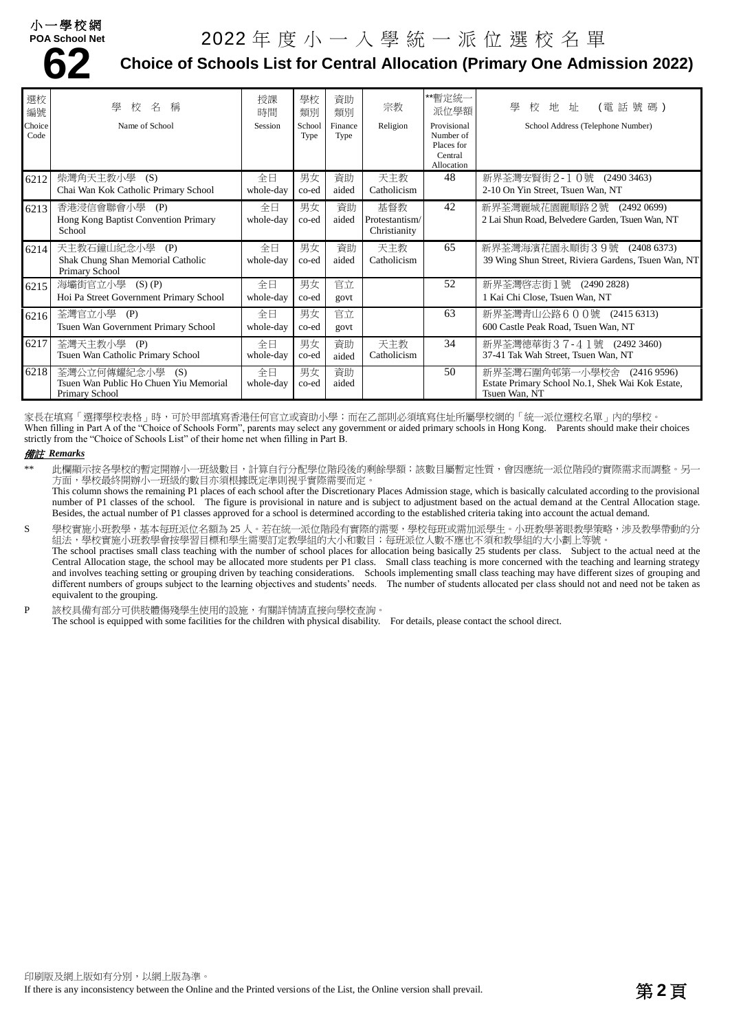小一學校網
POA School Net
**62**

# 2022 年度小一入學統一派位選校名單
## Choice of Schools List for Central Allocation (Primary One Admission 2022)

| 選校編號 Choice Code | 學校名稱 Name of School | 授課時間 Session | 學校類別 School Type | 資助類別 Finance Type | 宗教 Religion | **暫定統一派位學額 Provisional Number of Places for Central Allocation | 學校地址 (電話號碼) School Address (Telephone Number) |
|---|---|---|---|---|---|---|---|
| 6212 | 柴灣角天主教小學 (S)<br>Chai Wan Kok Catholic Primary School | 全日<br>whole-day | 男女<br>co-ed | 資助<br>aided | 天主教<br>Catholicism | 48 | 新界荃灣安賢街２-１０號 (2490 3463)<br>2-10 On Yin Street, Tsuen Wan, NT |
| 6213 | 香港浸信會聯會小學 (P)<br>Hong Kong Baptist Convention Primary School | 全日<br>whole-day | 男女<br>co-ed | 資助<br>aided | 基督教<br>Protestantism/ Christianity | 42 | 新界荃灣麗城花園麗順路２號 (2492 0699)<br>2 Lai Shun Road, Belvedere Garden, Tsuen Wan, NT |
| 6214 | 天主教石鐘山紀念小學 (P)<br>Shak Chung Shan Memorial Catholic Primary School | 全日<br>whole-day | 男女<br>co-ed | 資助<br>aided | 天主教<br>Catholicism | 65 | 新界荃灣海濱花園永順街３９號 (2408 6373)<br>39 Wing Shun Street, Riviera Gardens, Tsuen Wan, NT |
| 6215 | 海壩街官立小學 (S) (P)<br>Hoi Pa Street Government Primary School | 全日<br>whole-day | 男女<br>co-ed | 官立<br>govt | | 52 | 新界荃灣啓志街１號 (2490 2828)<br>1 Kai Chi Close, Tsuen Wan, NT |
| 6216 | 荃灣官立小學 (P)<br>Tsuen Wan Government Primary School | 全日<br>whole-day | 男女<br>co-ed | 官立<br>govt | | 63 | 新界荃灣青山公路６００號 (2415 6313)<br>600 Castle Peak Road, Tsuen Wan, NT |
| 6217 | 荃灣天主教小學 (P)<br>Tsuen Wan Catholic Primary School | 全日<br>whole-day | 男女<br>co-ed | 資助<br>aided | 天主教<br>Catholicism | 34 | 新界荃灣德華街３７-４１號 (2492 3460)<br>37-41 Tak Wah Street, Tsuen Wan, NT |
| 6218 | 荃灣公立何傳耀紀念小學 (S)<br>Tsuen Wan Public Ho Chuen Yiu Memorial Primary School | 全日<br>whole-day | 男女<br>co-ed | 資助<br>aided | | 50 | 新界荃灣石圍角邨第一小學校舍 (2416 9596)<br>Estate Primary School No.1, Shek Wai Kok Estate, Tsuen Wan, NT |

家長在填寫「選擇學校表格」時，可於甲部填寫香港任何官立或資助小學；而在乙部則必須填寫住址所屬學校網的「統一派位選校名單」內的學校。
When filling in Part A of the "Choice of Schools Form", parents may select any government or aided primary schools in Hong Kong. Parents should make their choices strictly from the "Choice of Schools List" of their home net when filling in Part B.

***備註 Remarks***

\*\* 此欄顯示按各學校的暫定開辦小一班級數目，計算自行分配學位階段後的剩餘學額；該數目屬暫定性質，會因應統一派位階段的實際需求而調整。另一方面，學校最終開辦小一班級的數目亦須根據既定準則視乎實際需要而定。
This column shows the remaining P1 places of each school after the Discretionary Places Admission stage, which is basically calculated according to the provisional number of P1 classes of the school. The figure is provisional in nature and is subject to adjustment based on the actual demand at the Central Allocation stage. Besides, the actual number of P1 classes approved for a school is determined according to the established criteria taking into account the actual demand.

S 學校實施小班教學，基本每班派位名額為 25 人。若在統一派位階段有實際的需要，學校每班或需加派學生。小班教學著眼教學策略，涉及教學帶動的分組法，學校實施小班教學會按學習目標和學生需要訂定教學組的大小和數目；每班派位人數不應也不須和教學組的大小劃上等號。
The school practises small class teaching with the number of school places for allocation being basically 25 students per class. Subject to the actual need at the Central Allocation stage, the school may be allocated more students per P1 class. Small class teaching is more concerned with the teaching and learning strategy and involves teaching setting or grouping driven by teaching considerations. Schools implementing small class teaching may have different sizes of grouping and different numbers of groups subject to the learning objectives and students' needs. The number of students allocated per class should not and need not be taken as equivalent to the grouping.

P 該校具備有部分可供肢體傷殘學生使用的設施，有關詳情請直接向學校查詢。
The school is equipped with some facilities for the children with physical disability. For details, please contact the school direct.

印刷版及網上版如有分別，以網上版為準。
If there is any inconsistency between the Online and the Printed versions of the List, the Online version shall prevail.